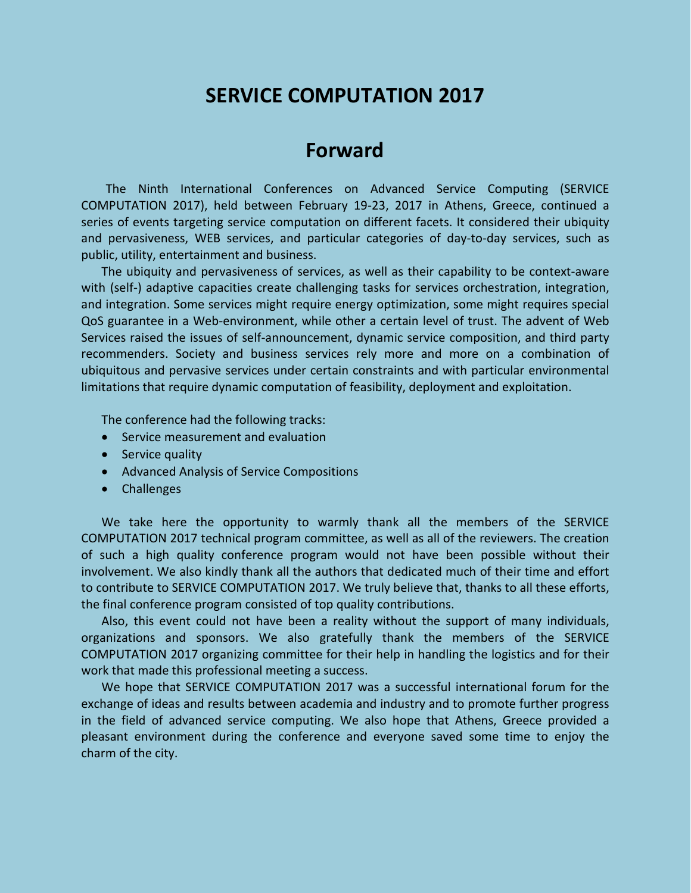# SERVICE COMPUTATION 2017

## Forward

The Ninth International Conferences on Advanced Service Computing (SERVICE COMPUTATION 2017), held between February 19-23, 2017 in Athens, Greece, continued a series of events targeting service computation on different facets. It considered their ubiquity and pervasiveness, WEB services, and particular categories of day-to-day services, such as public, utility, entertainment and business.

The ubiquity and pervasiveness of services, as well as their capability to be context-aware with (self-) adaptive capacities create challenging tasks for services orchestration, integration, and integration. Some services might require energy optimization, some might requires special QoS guarantee in a Web-environment, while other a certain level of trust. The advent of Web Services raised the issues of self-announcement, dynamic service composition, and third party recommenders. Society and business services rely more and more on a combination of ubiquitous and pervasive services under certain constraints and with particular environmental limitations that require dynamic computation of feasibility, deployment and exploitation.

The conference had the following tracks:

- Service measurement and evaluation
- Service quality
- Advanced Analysis of Service Compositions
- Challenges

We take here the opportunity to warmly thank all the members of the SERVICE COMPUTATION 2017 technical program committee, as well as all of the reviewers. The creation of such a high quality conference program would not have been possible without their involvement. We also kindly thank all the authors that dedicated much of their time and effort to contribute to SERVICE COMPUTATION 2017. We truly believe that, thanks to all these efforts, the final conference program consisted of top quality contributions.

Also, this event could not have been a reality without the support of many individuals, organizations and sponsors. We also gratefully thank the members of the SERVICE COMPUTATION 2017 organizing committee for their help in handling the logistics and for their work that made this professional meeting a success.

We hope that SERVICE COMPUTATION 2017 was a successful international forum for the exchange of ideas and results between academia and industry and to promote further progress in the field of advanced service computing. We also hope that Athens, Greece provided a pleasant environment during the conference and everyone saved some time to enjoy the charm of the city.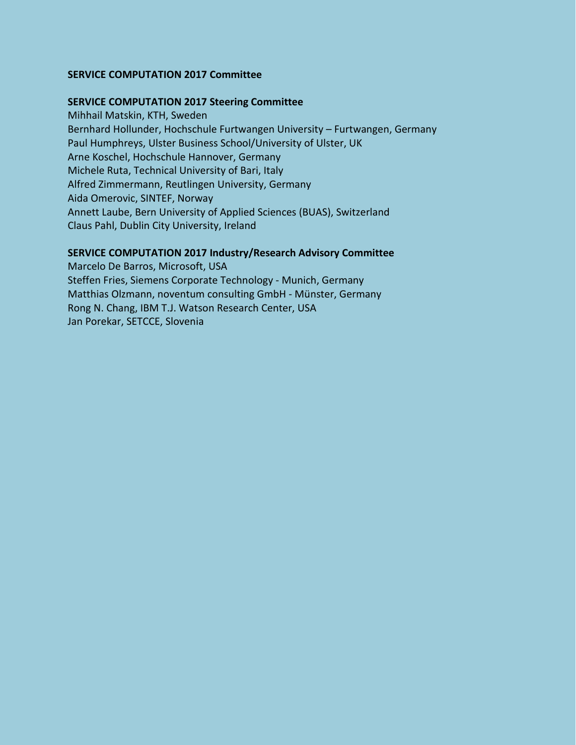## SERVICE COMPUTATION 2017 Committee

### SERVICE COMPUTATION 2017 Steering Committee

Mihhail Matskin, KTH, Sweden
Bernhard Hollunder, Hochschule Furtwangen University – Furtwangen, Germany
Paul Humphreys, Ulster Business School/University of Ulster, UK
Arne Koschel, Hochschule Hannover, Germany
Michele Ruta, Technical University of Bari, Italy
Alfred Zimmermann, Reutlingen University, Germany
Aida Omerovic, SINTEF, Norway
Annett Laube, Bern University of Applied Sciences (BUAS), Switzerland
Claus Pahl, Dublin City University, Ireland

### SERVICE COMPUTATION 2017 Industry/Research Advisory Committee

Marcelo De Barros, Microsoft, USA
Steffen Fries, Siemens Corporate Technology - Munich, Germany
Matthias Olzmann, noventum consulting GmbH - Münster, Germany
Rong N. Chang, IBM T.J. Watson Research Center, USA
Jan Porekar, SETCCE, Slovenia